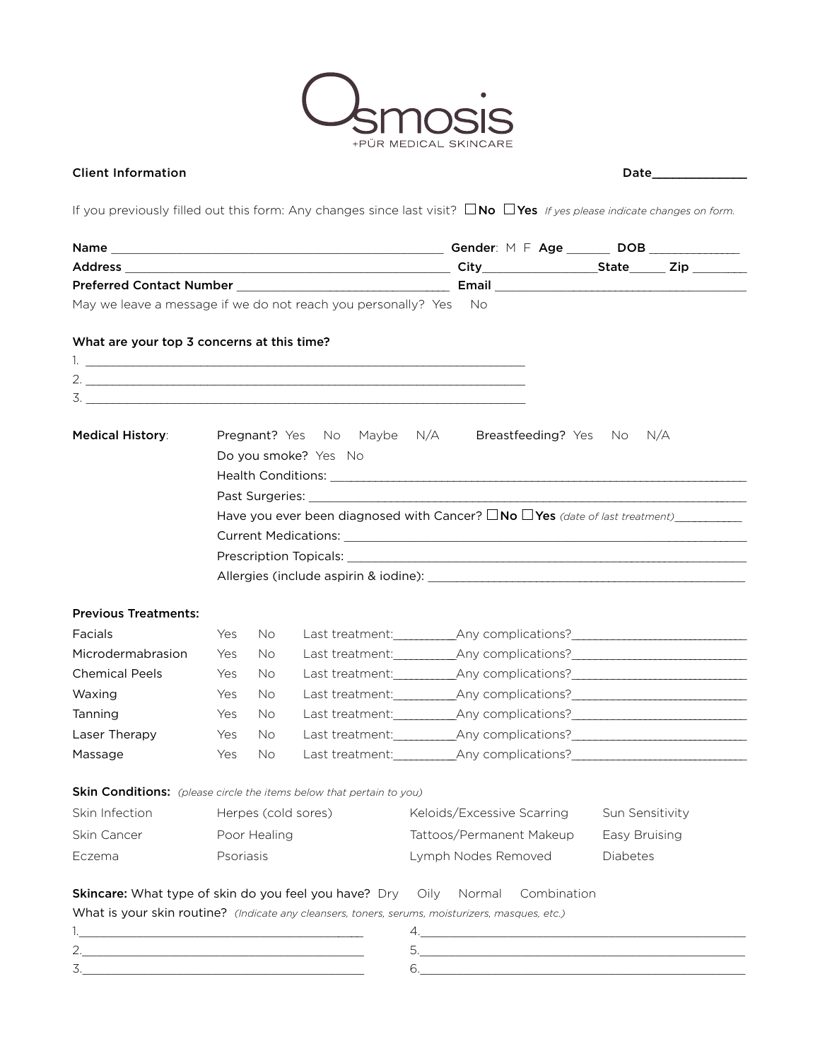# Osmosis

+PÜR MEDICAL SKINCARE

**Client Information** **Date**______________

If you previously filled out this form: Any changes since last visit? ☐**No** ☐**Yes** *If yes please indicate changes on form.*

**Name** ________________________________________________ **Gender**: M F **Age** ______ **DOB** _____________

**Address** ________________________________________________ **City**________________**State**_____ **Zip** ________

**Preferred Contact Number** _______________________________ **Email** ______________________________________

May we leave a message if we do not reach you personally? Yes No

**What are your top 3 concerns at this time?**

1. _______________________________________________________________
2. _______________________________________________________________
3. _______________________________________________________________

**Medical History**:

Pregnant? Yes No Maybe N/A Breastfeeding? Yes No N/A

Do you smoke? Yes No

Health Conditions: ______________________________________________________________

Past Surgeries: ________________________________________________________________

Have you ever been diagnosed with Cancer? ☐**No** ☐**Yes** *(date of last treatment)*__________

Current Medications: ____________________________________________________________

Prescription Topicals: ___________________________________________________________

Allergies (include aspirin & iodine): _______________________________________________

**Previous Treatments:**

| | | | | |
|---|---|---|---|---|
| Facials | Yes | No | Last treatment:_________ | Any complications?_________________________ |
| Microdermabrasion | Yes | No | Last treatment:_________ | Any complications?_________________________ |
| Chemical Peels | Yes | No | Last treatment:_________ | Any complications?_________________________ |
| Waxing | Yes | No | Last treatment:_________ | Any complications?_________________________ |
| Tanning | Yes | No | Last treatment:_________ | Any complications?_________________________ |
| Laser Therapy | Yes | No | Last treatment:_________ | Any complications?_________________________ |
| Massage | Yes | No | Last treatment:_________ | Any complications?_________________________ |

**Skin Conditions:** *(please circle the items below that pertain to you)*

| | | | |
|---|---|---|---|
| Skin Infection | Herpes (cold sores) | Keloids/Excessive Scarring | Sun Sensitivity |
| Skin Cancer | Poor Healing | Tattoos/Permanent Makeup | Easy Bruising |
| Eczema | Psoriasis | Lymph Nodes Removed | Diabetes |

**Skincare:** What type of skin do you feel you have? Dry Oily Normal Combination

What is your skin routine? *(Indicate any cleansers, toners, serums, moisturizers, masques, etc.)*

1.________________________________________ 4.______________________________________________

2.________________________________________ 5.______________________________________________

3.________________________________________ 6.______________________________________________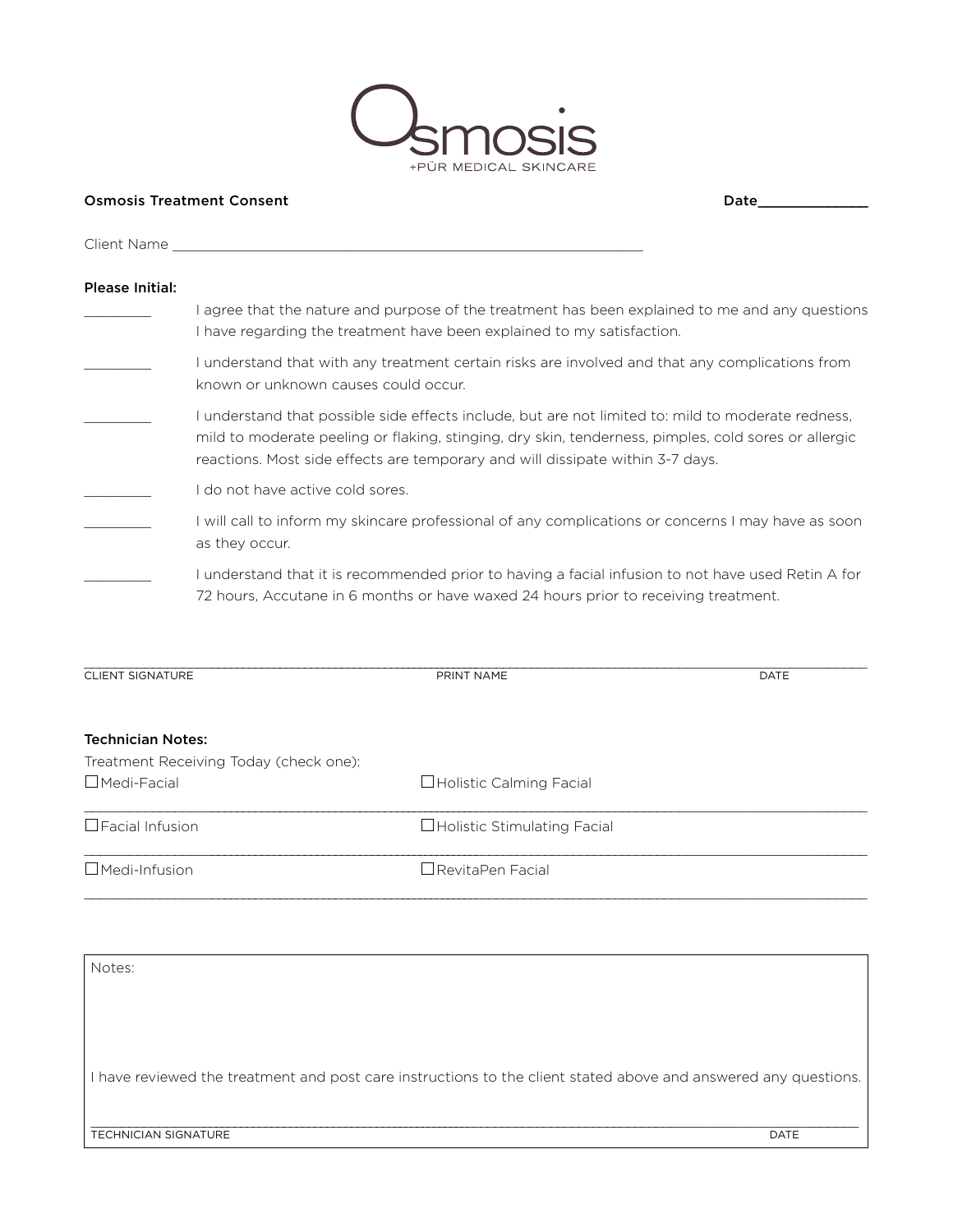Osmosis
+PÜR MEDICAL SKINCARE

**Osmosis Treatment Consent** Date______________

Client Name ______________________________________________________________

**Please Initial:**

_________ I agree that the nature and purpose of the treatment has been explained to me and any questions I have regarding the treatment have been explained to my satisfaction.

_________ I understand that with any treatment certain risks are involved and that any complications from known or unknown causes could occur.

_________ I understand that possible side effects include, but are not limited to: mild to moderate redness, mild to moderate peeling or flaking, stinging, dry skin, tenderness, pimples, cold sores or allergic reactions. Most side effects are temporary and will dissipate within 3-7 days.

_________ I do not have active cold sores.

_________ I will call to inform my skincare professional of any complications or concerns I may have as soon as they occur.

_________ I understand that it is recommended prior to having a facial infusion to not have used Retin A for 72 hours, Accutane in 6 months or have waxed 24 hours prior to receiving treatment.

________________________________________________________________________________________________

CLIENT SIGNATURE PRINT NAME DATE

**Technician Notes:**

Treatment Receiving Today (check one):

| | |
|---|---|
| ☐ Medi-Facial | ☐ Holistic Calming Facial |
| ☐ Facial Infusion | ☐ Holistic Stimulating Facial |
| ☐ Medi-Infusion | ☐ RevitaPen Facial |

Notes:

I have reviewed the treatment and post care instructions to the client stated above and answered any questions.

________________________________________________________________________________________________

TECHNICIAN SIGNATURE DATE